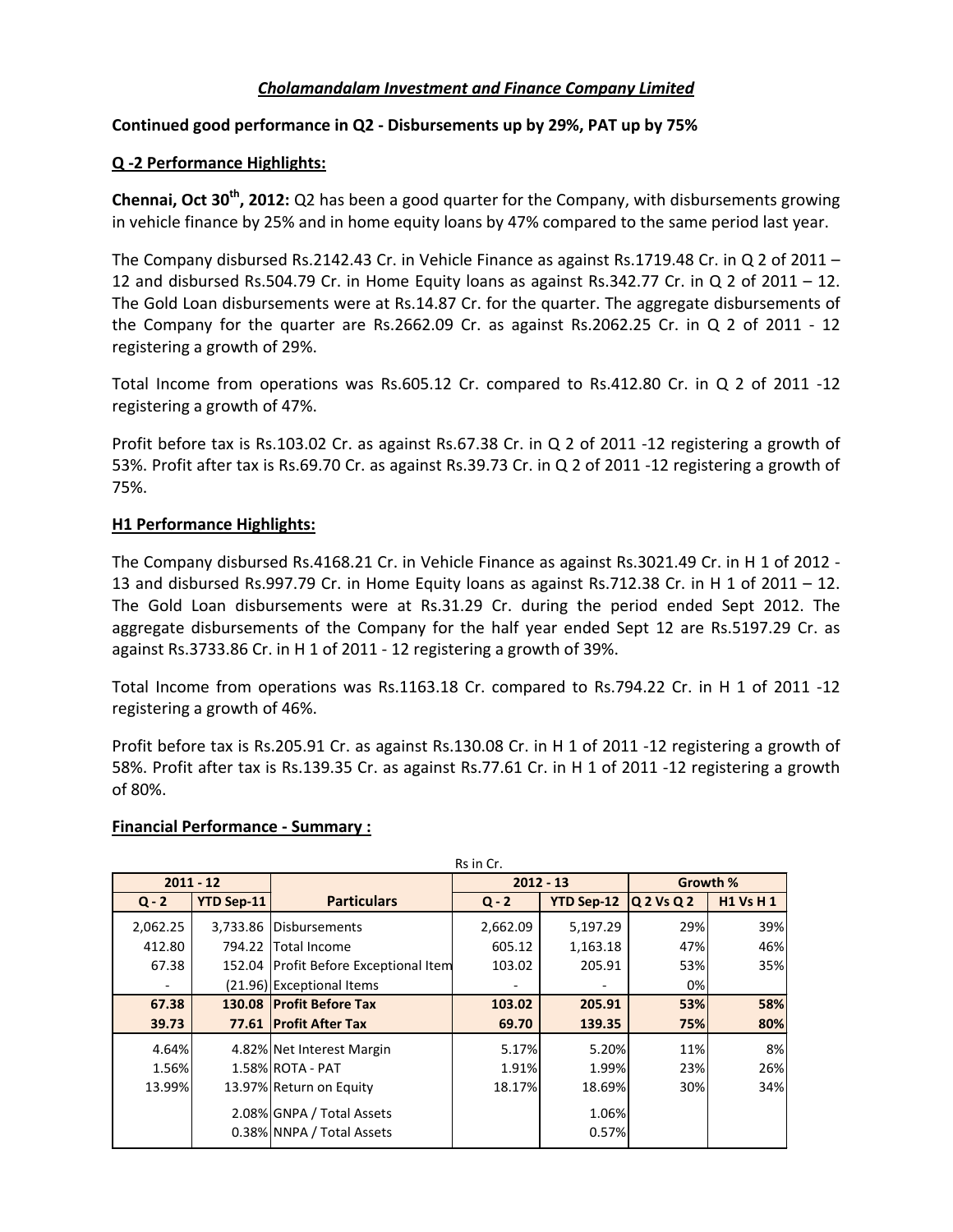## *Cholamandalam Investment and Finance Company Limited*

**Continued good performance in Q2 - Disbursements up by 29%, PAT up by 75%**

### Q -2 Performance Highlights:

**Chennai, Oct 30th, 2012:** Q2 has been a good quarter for the Company, with disbursements growing in vehicle finance by 25% and in home equity loans by 47% compared to the same period last year.

The Company disbursed Rs.2142.43 Cr. in Vehicle Finance as against Rs.1719.48 Cr. in Q 2 of 2011 – 12 and disbursed Rs.504.79 Cr. in Home Equity loans as against Rs.342.77 Cr. in Q 2 of 2011 – 12. The Gold Loan disbursements were at Rs.14.87 Cr. for the quarter. The aggregate disbursements of the Company for the quarter are Rs.2662.09 Cr. as against Rs.2062.25 Cr. in Q 2 of 2011 - 12 registering a growth of 29%.

Total Income from operations was Rs.605.12 Cr. compared to Rs.412.80 Cr. in Q 2 of 2011 -12 registering a growth of 47%.

Profit before tax is Rs.103.02 Cr. as against Rs.67.38 Cr. in Q 2 of 2011 -12 registering a growth of 53%. Profit after tax is Rs.69.70 Cr. as against Rs.39.73 Cr. in Q 2 of 2011 -12 registering a growth of 75%.

### H1 Performance Highlights:

The Company disbursed Rs.4168.21 Cr. in Vehicle Finance as against Rs.3021.49 Cr. in H 1 of 2012 - 13 and disbursed Rs.997.79 Cr. in Home Equity loans as against Rs.712.38 Cr. in H 1 of 2011 – 12. The Gold Loan disbursements were at Rs.31.29 Cr. during the period ended Sept 2012. The aggregate disbursements of the Company for the half year ended Sept 12 are Rs.5197.29 Cr. as against Rs.3733.86 Cr. in H 1 of 2011 - 12 registering a growth of 39%.

Total Income from operations was Rs.1163.18 Cr. compared to Rs.794.22 Cr. in H 1 of 2011 -12 registering a growth of 46%.

Profit before tax is Rs.205.91 Cr. as against Rs.130.08 Cr. in H 1 of 2011 -12 registering a growth of 58%. Profit after tax is Rs.139.35 Cr. as against Rs.77.61 Cr. in H 1 of 2011 -12 registering a growth of 80%.

### Financial Performance - Summary :

Rs in Cr.

| 2011 - 12 | | Particulars | 2012 - 13 | | Growth % | |
|---|---|---|---|---|---|---|
| Q - 2 | YTD Sep-11 | | Q - 2 | YTD Sep-12 | Q 2 Vs Q 2 | H1 Vs H 1 |
| 2,062.25 | 3,733.86 | Disbursements | 2,662.09 | 5,197.29 | 29% | 39% |
| 412.80 | 794.22 | Total Income | 605.12 | 1,163.18 | 47% | 46% |
| 67.38 | 152.04 | Profit Before Exceptional Item | 103.02 | 205.91 | 53% | 35% |
| - | (21.96) | Exceptional Items | - | - | 0% | |
| **67.38** | **130.08** | **Profit Before Tax** | **103.02** | **205.91** | **53%** | **58%** |
| **39.73** | **77.61** | **Profit After Tax** | **69.70** | **139.35** | **75%** | **80%** |
| 4.64% | 4.82% | Net Interest Margin | 5.17% | 5.20% | 11% | 8% |
| 1.56% | 1.58% | ROTA - PAT | 1.91% | 1.99% | 23% | 26% |
| 13.99% | 13.97% | Return on Equity | 18.17% | 18.69% | 30% | 34% |
| | 2.08% | GNPA / Total Assets | | 1.06% | | |
| | 0.38% | NNPA / Total Assets | | 0.57% | | |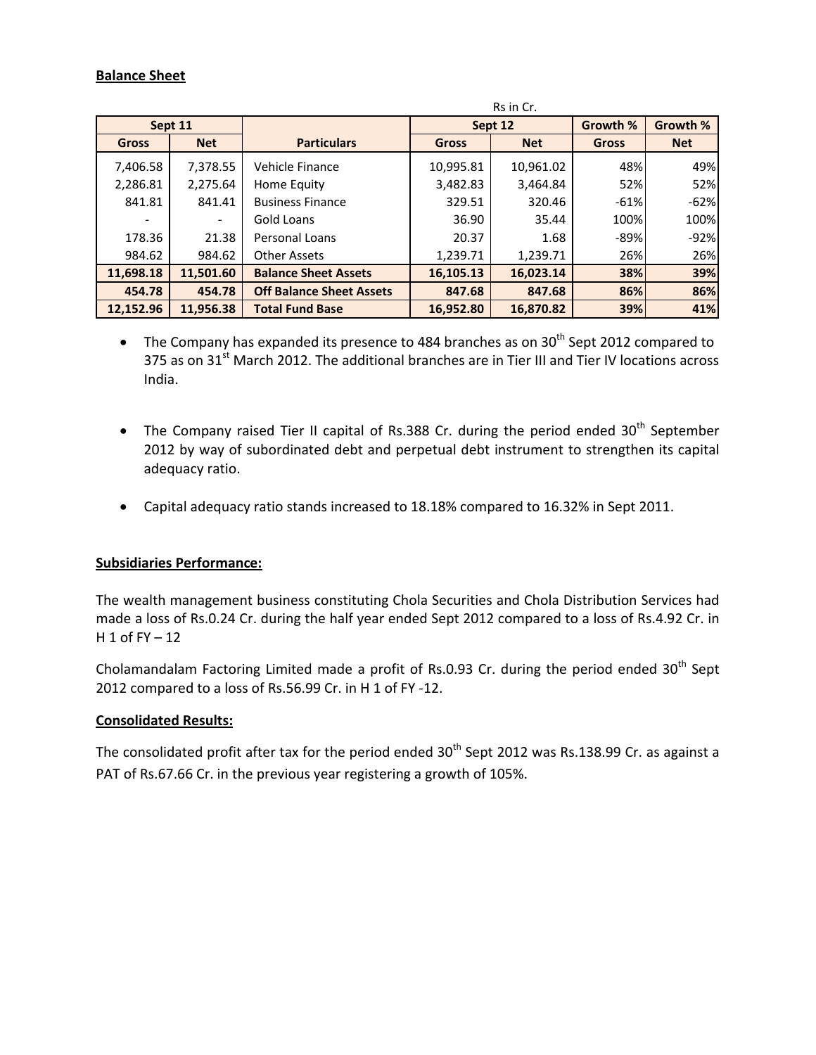**Balance Sheet**

Rs in Cr.

| Sept 11 | | | Sept 12 | | Growth % | Growth % |
|---|---|---|---|---|---|---|
| Gross | Net | Particulars | Gross | Net | Gross | Net |
| 7,406.58 | 7,378.55 | Vehicle Finance | 10,995.81 | 10,961.02 | 48% | 49% |
| 2,286.81 | 2,275.64 | Home Equity | 3,482.83 | 3,464.84 | 52% | 52% |
| 841.81 | 841.41 | Business Finance | 329.51 | 320.46 | -61% | -62% |
| - | - | Gold Loans | 36.90 | 35.44 | 100% | 100% |
| 178.36 | 21.38 | Personal Loans | 20.37 | 1.68 | -89% | -92% |
| 984.62 | 984.62 | Other Assets | 1,239.71 | 1,239.71 | 26% | 26% |
| **11,698.18** | **11,501.60** | **Balance Sheet Assets** | **16,105.13** | **16,023.14** | **38%** | **39%** |
| **454.78** | **454.78** | **Off Balance Sheet Assets** | **847.68** | **847.68** | **86%** | **86%** |
| **12,152.96** | **11,956.38** | **Total Fund Base** | **16,952.80** | **16,870.82** | **39%** | **41%** |

- The Company has expanded its presence to 484 branches as on 30th Sept 2012 compared to 375 as on 31st March 2012. The additional branches are in Tier III and Tier IV locations across India.
- The Company raised Tier II capital of Rs.388 Cr. during the period ended 30th September 2012 by way of subordinated debt and perpetual debt instrument to strengthen its capital adequacy ratio.
- Capital adequacy ratio stands increased to 18.18% compared to 16.32% in Sept 2011.

**Subsidiaries Performance:**

The wealth management business constituting Chola Securities and Chola Distribution Services had made a loss of Rs.0.24 Cr. during the half year ended Sept 2012 compared to a loss of Rs.4.92 Cr. in H 1 of FY – 12

Cholamandalam Factoring Limited made a profit of Rs.0.93 Cr. during the period ended 30th Sept 2012 compared to a loss of Rs.56.99 Cr. in H 1 of FY -12.

**Consolidated Results:**

The consolidated profit after tax for the period ended 30th Sept 2012 was Rs.138.99 Cr. as against a PAT of Rs.67.66 Cr. in the previous year registering a growth of 105%.